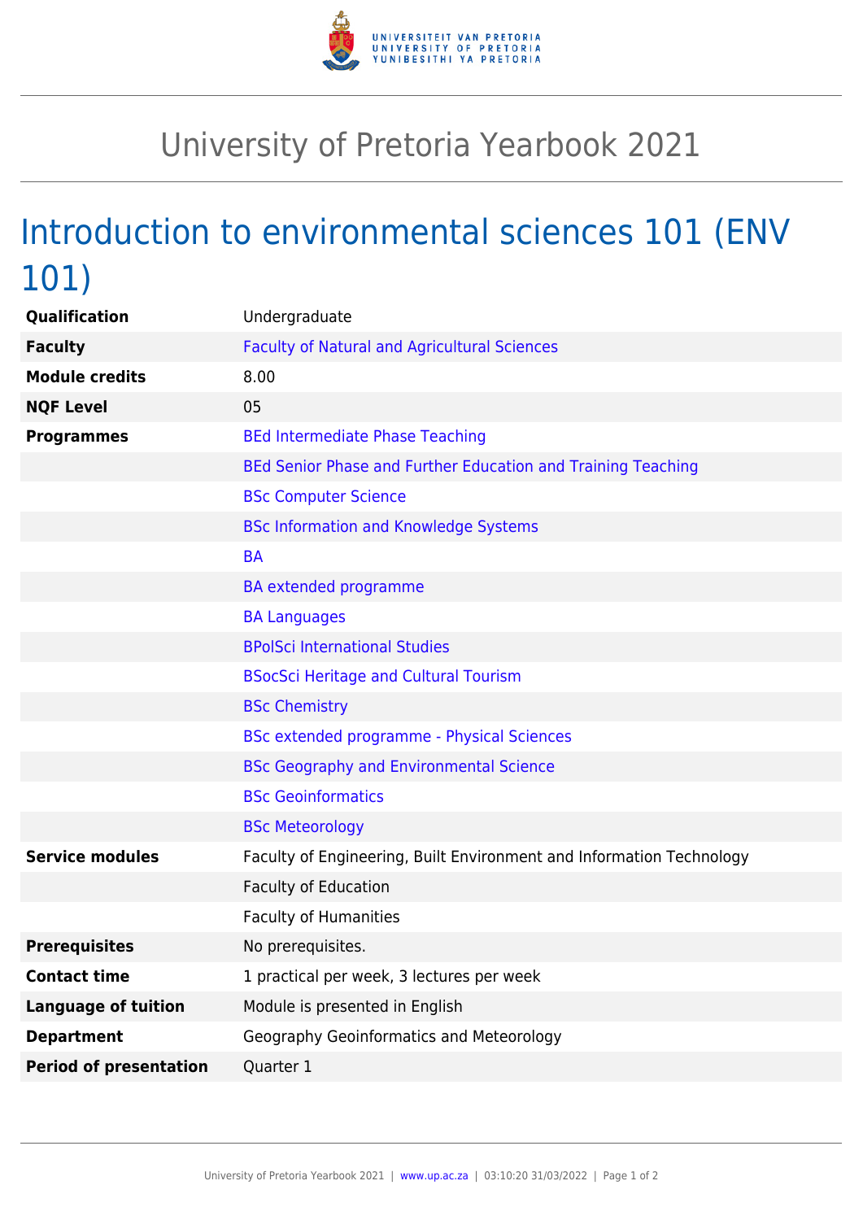# University of Pretoria Yearbook 2021

## Introduction to environmental sciences 101 (ENV 101)

| | |
|---|---|
| **Qualification** | Undergraduate |
| **Faculty** | Faculty of Natural and Agricultural Sciences |
| **Module credits** | 8.00 |
| **NQF Level** | 05 |
| **Programmes** | BEd Intermediate Phase Teaching |
| | BEd Senior Phase and Further Education and Training Teaching |
| | BSc Computer Science |
| | BSc Information and Knowledge Systems |
| | BA |
| | BA extended programme |
| | BA Languages |
| | BPolSci International Studies |
| | BSocSci Heritage and Cultural Tourism |
| | BSc Chemistry |
| | BSc extended programme - Physical Sciences |
| | BSc Geography and Environmental Science |
| | BSc Geoinformatics |
| | BSc Meteorology |
| **Service modules** | Faculty of Engineering, Built Environment and Information Technology |
| | Faculty of Education |
| | Faculty of Humanities |
| **Prerequisites** | No prerequisites. |
| **Contact time** | 1 practical per week, 3 lectures per week |
| **Language of tuition** | Module is presented in English |
| **Department** | Geography Geoinformatics and Meteorology |
| **Period of presentation** | Quarter 1 |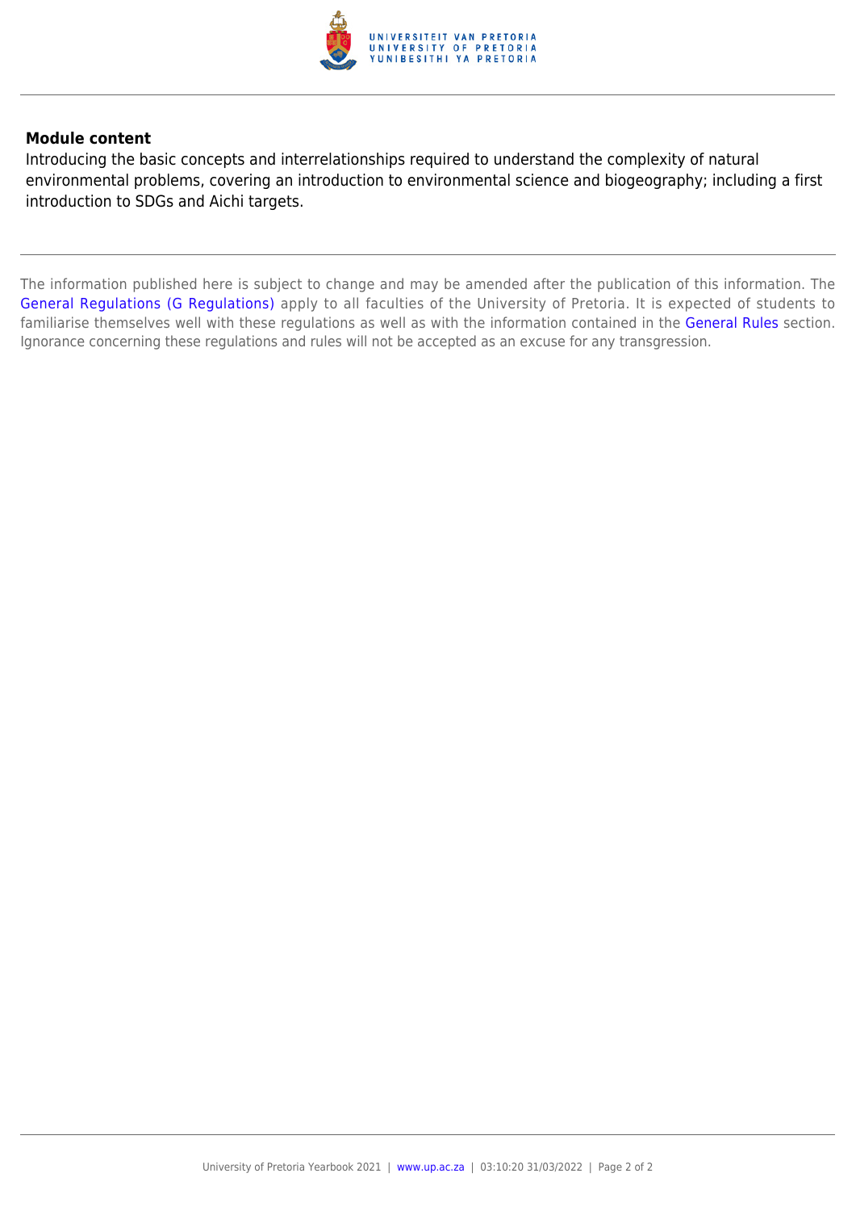**Module content**

Introducing the basic concepts and interrelationships required to understand the complexity of natural environmental problems, covering an introduction to environmental science and biogeography; including a first introduction to SDGs and Aichi targets.

The information published here is subject to change and may be amended after the publication of this information. The General Regulations (G Regulations) apply to all faculties of the University of Pretoria. It is expected of students to familiarise themselves well with these regulations as well as with the information contained in the General Rules section. Ignorance concerning these regulations and rules will not be accepted as an excuse for any transgression.